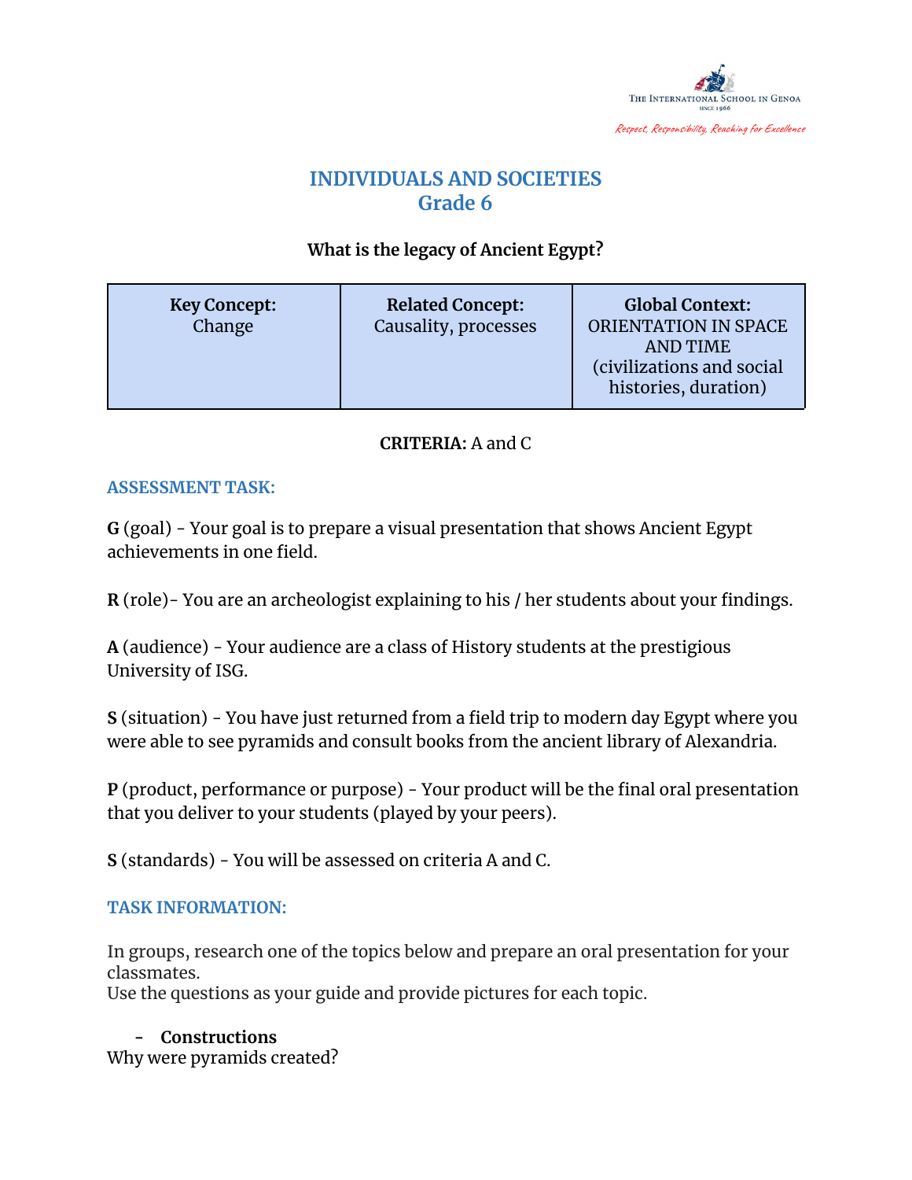THE INTERNATIONAL SCHOOL IN GENOA
SINCE 1966
*Respect, Responsibility, Reaching for Excellence*

# INDIVIDUALS AND SOCIETIES
## Grade 6

**What is the legacy of Ancient Egypt?**

| **Key Concept:** Change | **Related Concept:** Causality, processes | **Global Context:** ORIENTATION IN SPACE AND TIME (civilizations and social histories, duration) |
| --- | --- | --- |

**CRITERIA:** A and C

### ASSESSMENT TASK:

**G** (goal) - Your goal is to prepare a visual presentation that shows Ancient Egypt achievements in one field.

**R** (role)- You are an archeologist explaining to his / her students about your findings.

**A** (audience) - Your audience are a class of History students at the prestigious University of ISG.

**S** (situation) - You have just returned from a field trip to modern day Egypt where you were able to see pyramids and consult books from the ancient library of Alexandria.

**P** (product, performance or purpose) - Your product will be the final oral presentation that you deliver to your students (played by your peers).

**S** (standards) - You will be assessed on criteria A and C.

### TASK INFORMATION:

In groups, research one of the topics below and prepare an oral presentation for your classmates.
Use the questions as your guide and provide pictures for each topic.

- **Constructions**

Why were pyramids created?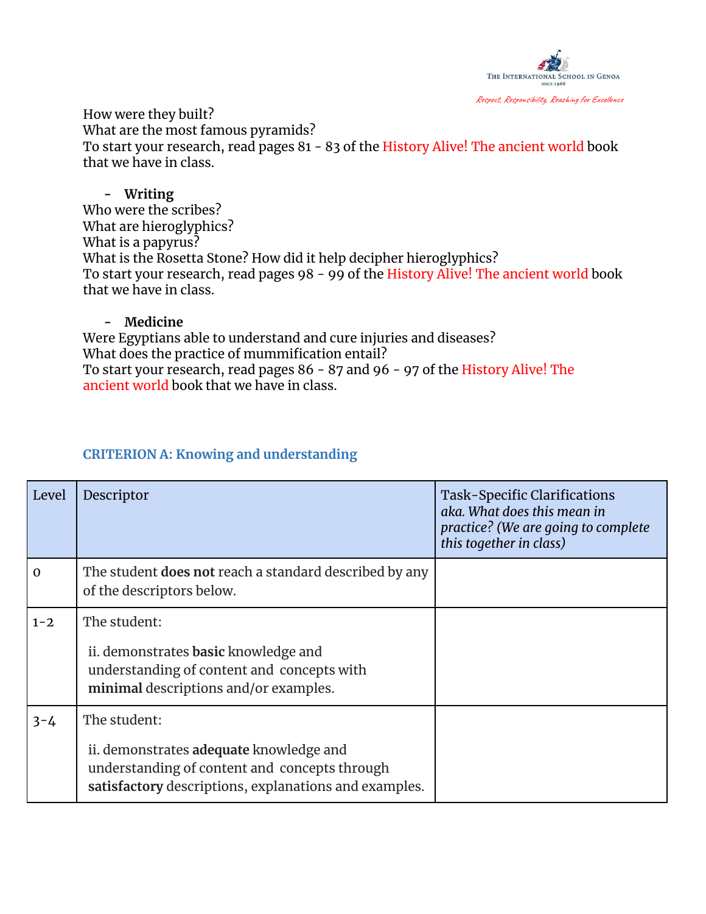How were they built?
What are the most famous pyramids?
To start your research, read pages 81 - 83 of the History Alive! The ancient world book that we have in class.

- **Writing**

Who were the scribes?
What are hieroglyphics?
What is a papyrus?
What is the Rosetta Stone? How did it help decipher hieroglyphics?
To start your research, read pages 98 - 99 of the History Alive! The ancient world book that we have in class.

- **Medicine**

Were Egyptians able to understand and cure injuries and diseases?
What does the practice of mummification entail?
To start your research, read pages 86 - 87 and 96 - 97 of the History Alive! The ancient world book that we have in class.

### CRITERION A: Knowing and understanding

| Level | Descriptor | Task-Specific Clarifications *aka. What does this mean in practice? (We are going to complete this together in class)* |
|---|---|---|
| 0 | The student **does not** reach a standard described by any of the descriptors below. | |
| 1-2 | The student:<br><br>ii. demonstrates **basic** knowledge and understanding of content and concepts with **minimal** descriptions and/or examples. | |
| 3-4 | The student:<br><br>ii. demonstrates **adequate** knowledge and understanding of content and concepts through **satisfactory** descriptions, explanations and examples. | |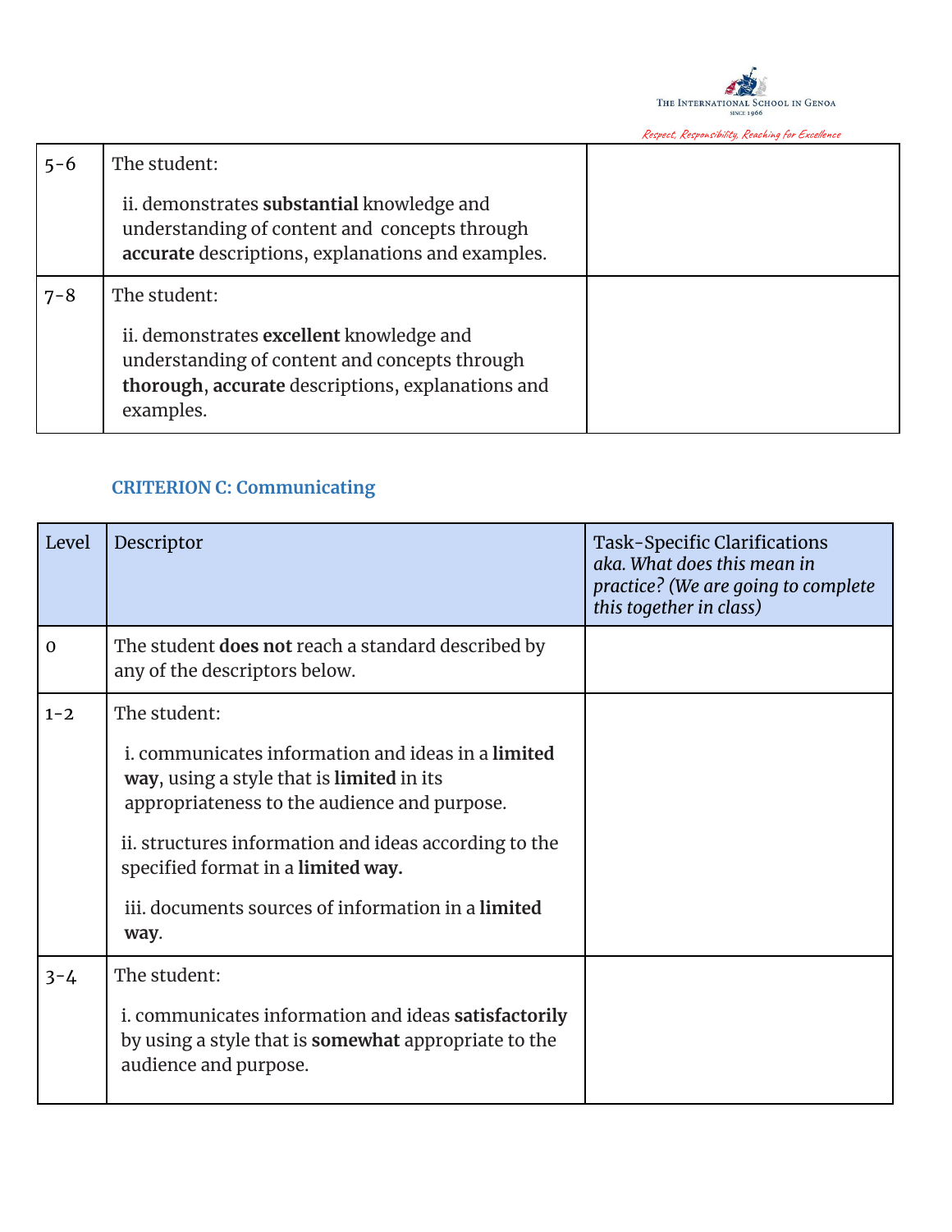| | | |
|---|---|---|
| 5-6 | The student:<br><br>ii. demonstrates **substantial** knowledge and understanding of content and concepts through **accurate** descriptions, explanations and examples. | |
| 7-8 | The student:<br><br>ii. demonstrates **excellent** knowledge and understanding of content and concepts through **thorough**, **accurate** descriptions, explanations and examples. | |

### CRITERION C: Communicating

| Level | Descriptor | Task-Specific Clarifications *aka. What does this mean in practice? (We are going to complete this together in class)* |
|---|---|---|
| 0 | The student **does not** reach a standard described by any of the descriptors below. | |
| 1-2 | The student:<br><br>i. communicates information and ideas in a **limited way**, using a style that is **limited** in its appropriateness to the audience and purpose.<br><br>ii. structures information and ideas according to the specified format in a **limited way.**<br><br>iii. documents sources of information in a **limited way**. | |
| 3-4 | The student:<br><br>i. communicates information and ideas **satisfactorily** by using a style that is **somewhat** appropriate to the audience and purpose. | |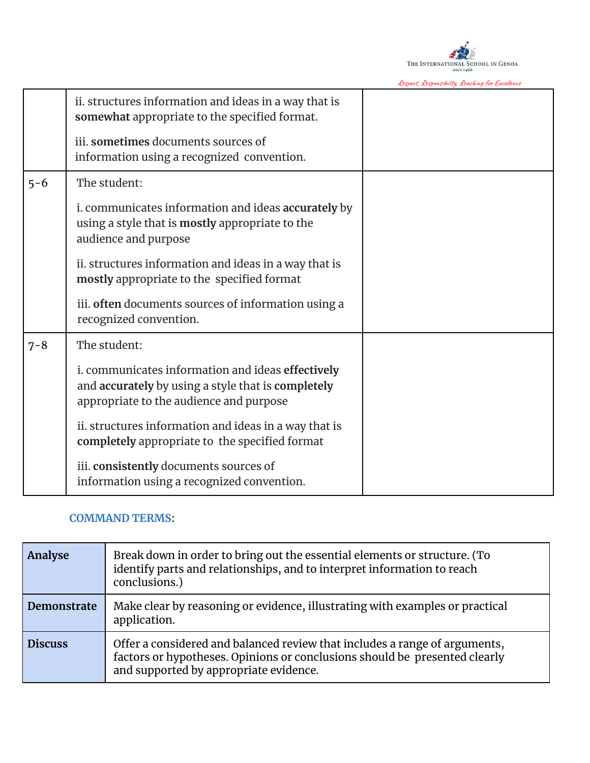| | | |
|---|---|---|
| | ii. structures information and ideas in a way that is **somewhat** appropriate to the specified format.<br><br>iii. **sometimes** documents sources of information using a recognized convention. | |
| 5-6 | The student:<br><br>i. communicates information and ideas **accurately** by using a style that is **mostly** appropriate to the audience and purpose<br><br>ii. structures information and ideas in a way that is **mostly** appropriate to the specified format<br><br>iii. **often** documents sources of information using a recognized convention. | |
| 7-8 | The student:<br><br>i. communicates information and ideas **effectively** and **accurately** by using a style that is **completely** appropriate to the audience and purpose<br><br>ii. structures information and ideas in a way that is **completely** appropriate to the specified format<br><br>iii. **consistently** documents sources of information using a recognized convention. | |

**COMMAND TERMS**:

| | |
|---|---|
| **Analyse** | Break down in order to bring out the essential elements or structure. (To identify parts and relationships, and to interpret information to reach conclusions.) |
| **Demonstrate** | Make clear by reasoning or evidence, illustrating with examples or practical application. |
| **Discuss** | Offer a considered and balanced review that includes a range of arguments, factors or hypotheses. Opinions or conclusions should be presented clearly and supported by appropriate evidence. |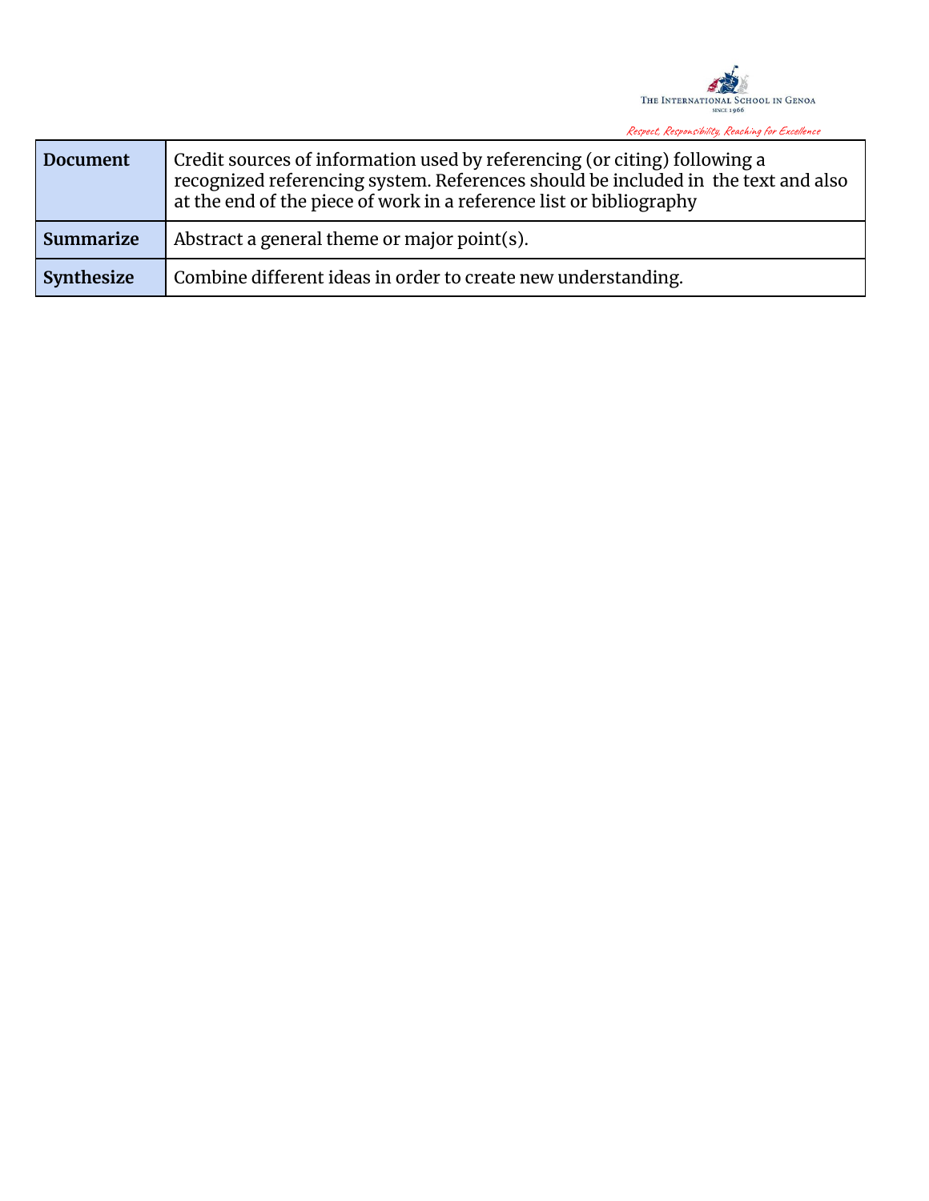| | |
|---|---|
| **Document** | Credit sources of information used by referencing (or citing) following a recognized referencing system. References should be included in the text and also at the end of the piece of work in a reference list or bibliography |
| **Summarize** | Abstract a general theme or major point(s). |
| **Synthesize** | Combine different ideas in order to create new understanding. |